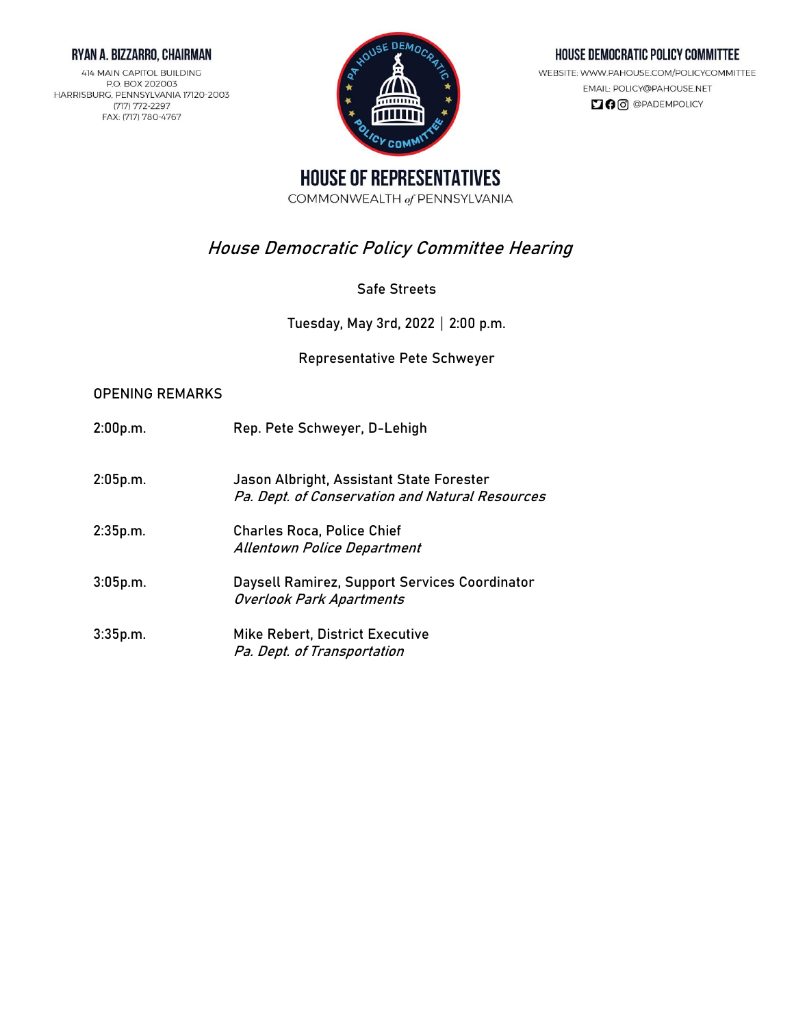**RYAN A. BIZZARRO, CHAIRMAN**

414 MAIN CAPITOL BUILDING
P.O. BOX 202003
HARRISBURG, PENNSYLVANIA 17120-2003
(717) 772-2297
FAX: (717) 780-4767

**HOUSE DEMOCRATIC POLICY COMMITTEE**

WEBSITE: WWW.PAHOUSE.COM/POLICYCOMMITTEE
EMAIL: POLICY@PAHOUSE.NET
@PADEMPOLICY

# HOUSE OF REPRESENTATIVES

COMMONWEALTH *of* PENNSYLVANIA

## *House Democratic Policy Committee Hearing*

Safe Streets

Tuesday, May 3rd, 2022 | 2:00 p.m.

Representative Pete Schweyer

OPENING REMARKS

| | |
|---|---|
| 2:00p.m. | Rep. Pete Schweyer, D-Lehigh |
| 2:05p.m. | Jason Albright, Assistant State Forester<br>*Pa. Dept. of Conservation and Natural Resources* |
| 2:35p.m. | Charles Roca, Police Chief<br>*Allentown Police Department* |
| 3:05p.m. | Daysell Ramirez, Support Services Coordinator<br>*Overlook Park Apartments* |
| 3:35p.m. | Mike Rebert, District Executive<br>*Pa. Dept. of Transportation* |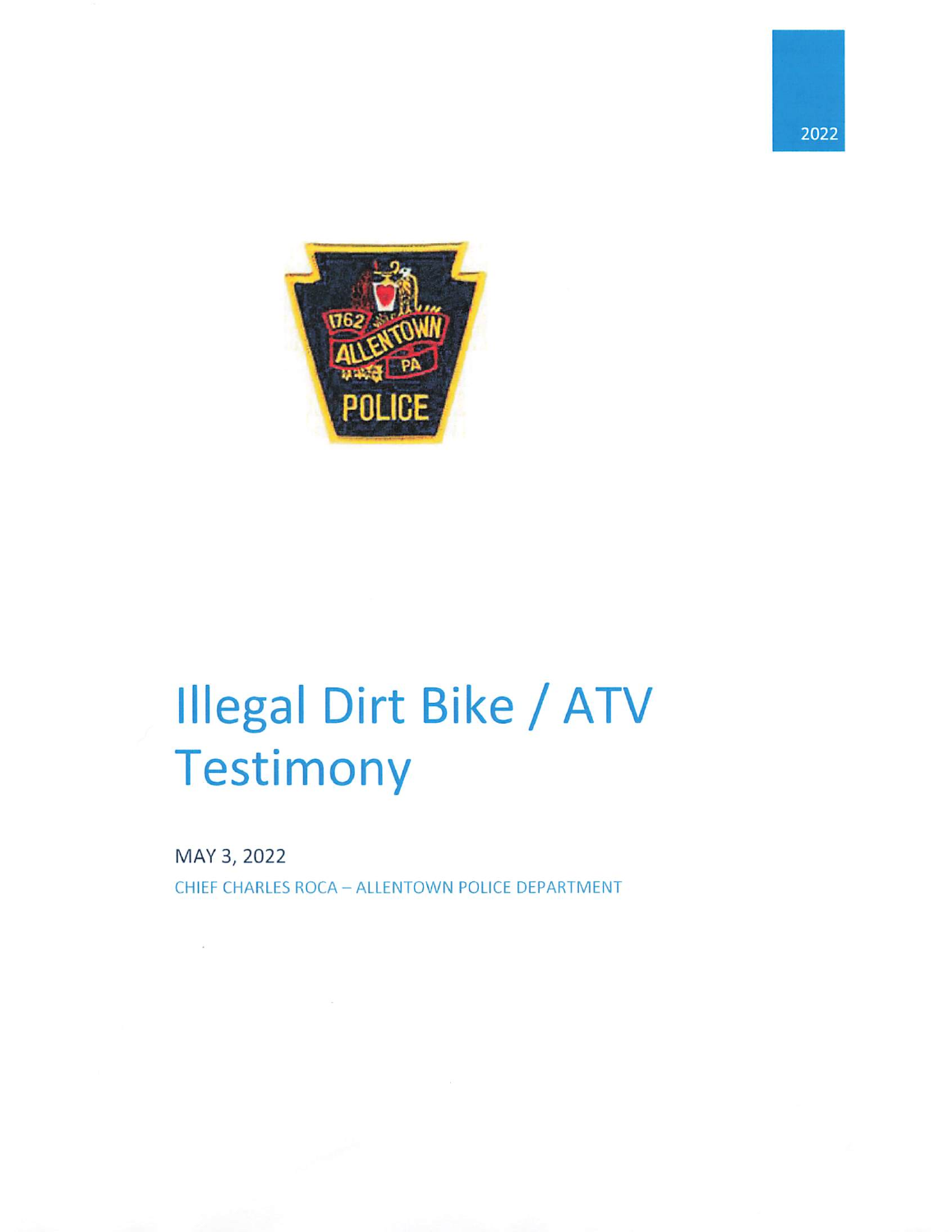2022

# Illegal Dirt Bike / ATV Testimony

MAY 3, 2022

CHIEF CHARLES ROCA – ALLENTOWN POLICE DEPARTMENT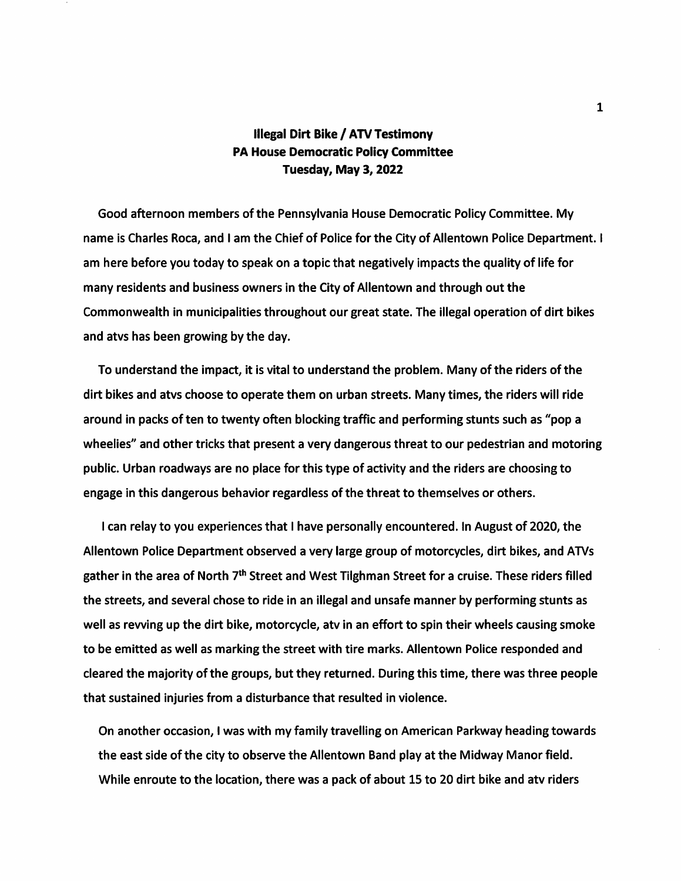**Illegal Dirt Bike / ATV Testimony**
**PA House Democratic Policy Committee**
**Tuesday, May 3, 2022**

Good afternoon members of the Pennsylvania House Democratic Policy Committee. My name is Charles Roca, and I am the Chief of Police for the City of Allentown Police Department. I am here before you today to speak on a topic that negatively impacts the quality of life for many residents and business owners in the City of Allentown and through out the Commonwealth in municipalities throughout our great state. The illegal operation of dirt bikes and atvs has been growing by the day.

To understand the impact, it is vital to understand the problem. Many of the riders of the dirt bikes and atvs choose to operate them on urban streets. Many times, the riders will ride around in packs of ten to twenty often blocking traffic and performing stunts such as "pop a wheelies" and other tricks that present a very dangerous threat to our pedestrian and motoring public. Urban roadways are no place for this type of activity and the riders are choosing to engage in this dangerous behavior regardless of the threat to themselves or others.

I can relay to you experiences that I have personally encountered. In August of 2020, the Allentown Police Department observed a very large group of motorcycles, dirt bikes, and ATVs gather in the area of North 7th Street and West Tilghman Street for a cruise. These riders filled the streets, and several chose to ride in an illegal and unsafe manner by performing stunts as well as revving up the dirt bike, motorcycle, atv in an effort to spin their wheels causing smoke to be emitted as well as marking the street with tire marks. Allentown Police responded and cleared the majority of the groups, but they returned. During this time, there was three people that sustained injuries from a disturbance that resulted in violence.

On another occasion, I was with my family travelling on American Parkway heading towards the east side of the city to observe the Allentown Band play at the Midway Manor field. While enroute to the location, there was a pack of about 15 to 20 dirt bike and atv riders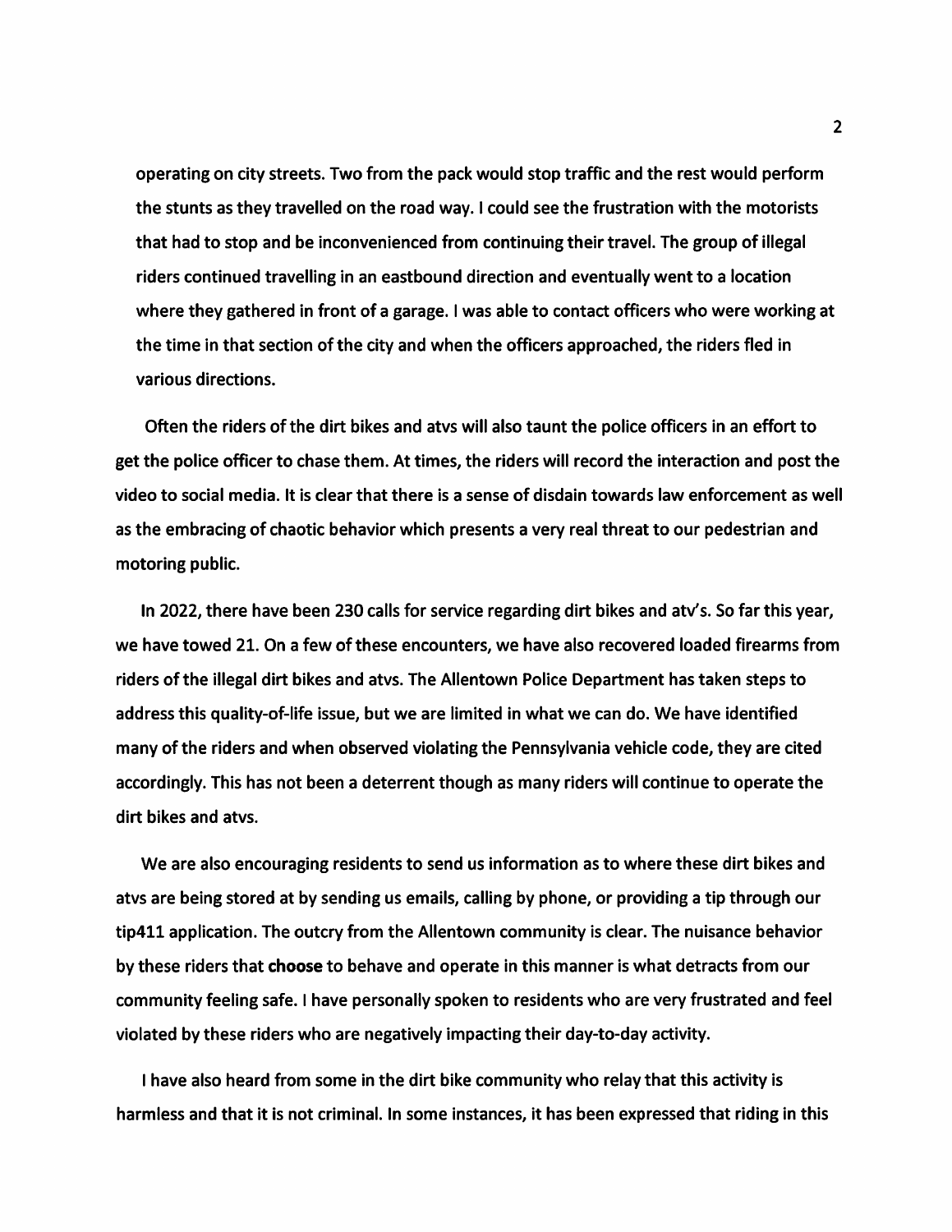operating on city streets. Two from the pack would stop traffic and the rest would perform the stunts as they travelled on the road way. I could see the frustration with the motorists that had to stop and be inconvenienced from continuing their travel. The group of illegal riders continued travelling in an eastbound direction and eventually went to a location where they gathered in front of a garage. I was able to contact officers who were working at the time in that section of the city and when the officers approached, the riders fled in various directions.

Often the riders of the dirt bikes and atvs will also taunt the police officers in an effort to get the police officer to chase them. At times, the riders will record the interaction and post the video to social media. It is clear that there is a sense of disdain towards law enforcement as well as the embracing of chaotic behavior which presents a very real threat to our pedestrian and motoring public.

In 2022, there have been 230 calls for service regarding dirt bikes and atv's. So far this year, we have towed 21. On a few of these encounters, we have also recovered loaded firearms from riders of the illegal dirt bikes and atvs. The Allentown Police Department has taken steps to address this quality-of-life issue, but we are limited in what we can do. We have identified many of the riders and when observed violating the Pennsylvania vehicle code, they are cited accordingly. This has not been a deterrent though as many riders will continue to operate the dirt bikes and atvs.

We are also encouraging residents to send us information as to where these dirt bikes and atvs are being stored at by sending us emails, calling by phone, or providing a tip through our tip411 application. The outcry from the Allentown community is clear. The nuisance behavior by these riders that **choose** to behave and operate in this manner is what detracts from our community feeling safe. I have personally spoken to residents who are very frustrated and feel violated by these riders who are negatively impacting their day-to-day activity.

I have also heard from some in the dirt bike community who relay that this activity is harmless and that it is not criminal. In some instances, it has been expressed that riding in this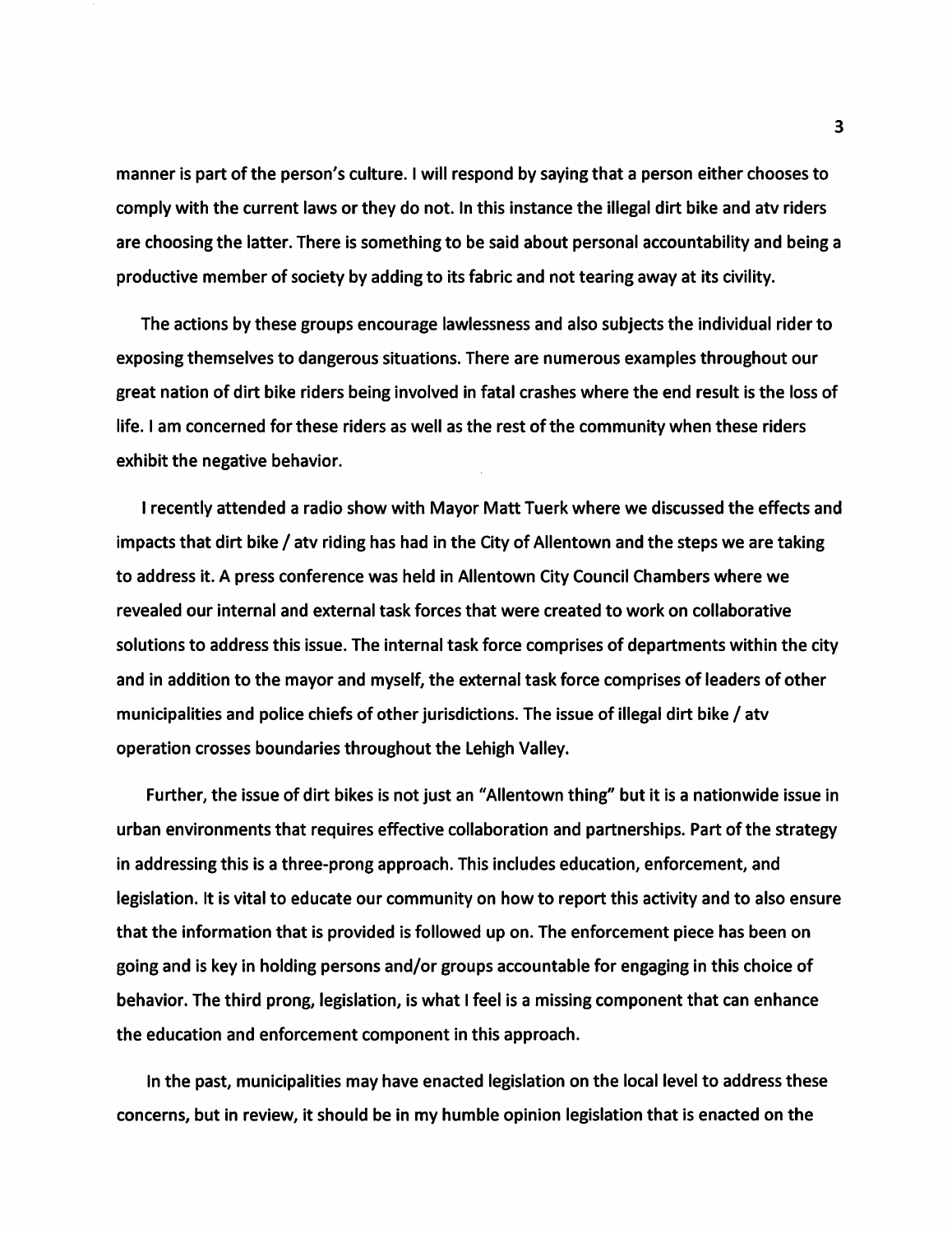manner is part of the person's culture. I will respond by saying that a person either chooses to comply with the current laws or they do not. In this instance the illegal dirt bike and atv riders are choosing the latter. There is something to be said about personal accountability and being a productive member of society by adding to its fabric and not tearing away at its civility.

The actions by these groups encourage lawlessness and also subjects the individual rider to exposing themselves to dangerous situations. There are numerous examples throughout our great nation of dirt bike riders being involved in fatal crashes where the end result is the loss of life. I am concerned for these riders as well as the rest of the community when these riders exhibit the negative behavior.

I recently attended a radio show with Mayor Matt Tuerk where we discussed the effects and impacts that dirt bike / atv riding has had in the City of Allentown and the steps we are taking to address it. A press conference was held in Allentown City Council Chambers where we revealed our internal and external task forces that were created to work on collaborative solutions to address this issue. The internal task force comprises of departments within the city and in addition to the mayor and myself, the external task force comprises of leaders of other municipalities and police chiefs of other jurisdictions. The issue of illegal dirt bike / atv operation crosses boundaries throughout the Lehigh Valley.

Further, the issue of dirt bikes is not just an "Allentown thing" but it is a nationwide issue in urban environments that requires effective collaboration and partnerships. Part of the strategy in addressing this is a three-prong approach. This includes education, enforcement, and legislation. It is vital to educate our community on how to report this activity and to also ensure that the information that is provided is followed up on. The enforcement piece has been on going and is key in holding persons and/or groups accountable for engaging in this choice of behavior. The third prong, legislation, is what I feel is a missing component that can enhance the education and enforcement component in this approach.

In the past, municipalities may have enacted legislation on the local level to address these concerns, but in review, it should be in my humble opinion legislation that is enacted on the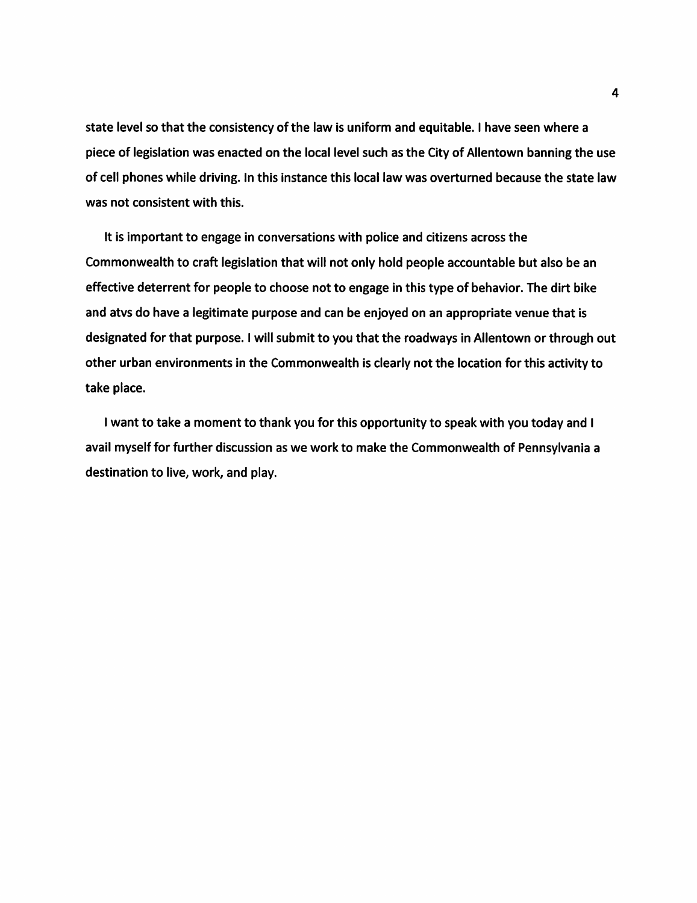state level so that the consistency of the law is uniform and equitable. I have seen where a piece of legislation was enacted on the local level such as the City of Allentown banning the use of cell phones while driving. In this instance this local law was overturned because the state law was not consistent with this.

It is important to engage in conversations with police and citizens across the Commonwealth to craft legislation that will not only hold people accountable but also be an effective deterrent for people to choose not to engage in this type of behavior. The dirt bike and atvs do have a legitimate purpose and can be enjoyed on an appropriate venue that is designated for that purpose. I will submit to you that the roadways in Allentown or through out other urban environments in the Commonwealth is clearly not the location for this activity to take place.

I want to take a moment to thank you for this opportunity to speak with you today and I avail myself for further discussion as we work to make the Commonwealth of Pennsylvania a destination to live, work, and play.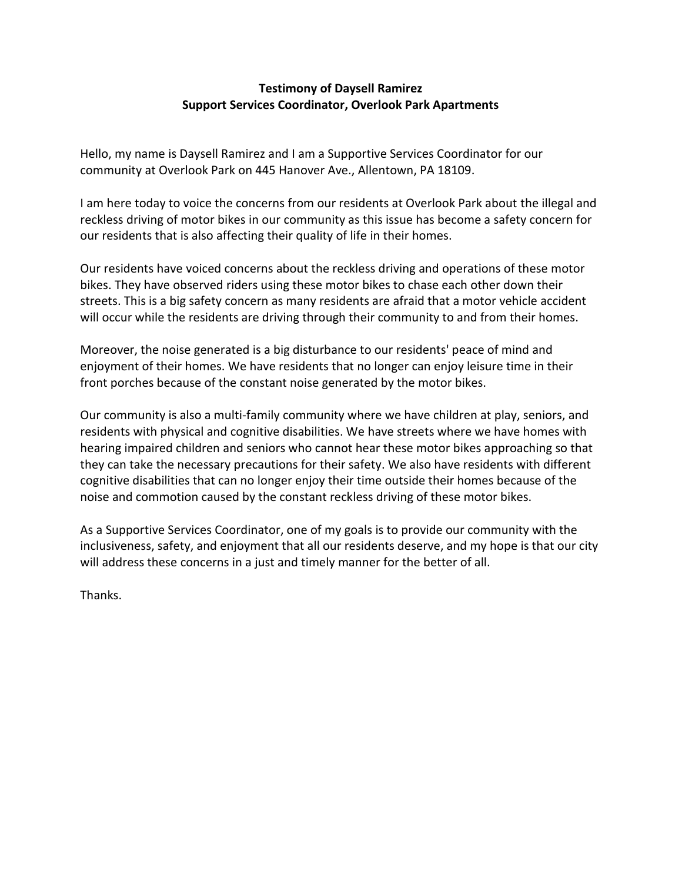**Testimony of Daysell Ramirez**
**Support Services Coordinator, Overlook Park Apartments**

Hello, my name is Daysell Ramirez and I am a Supportive Services Coordinator for our community at Overlook Park on 445 Hanover Ave., Allentown, PA 18109.

I am here today to voice the concerns from our residents at Overlook Park about the illegal and reckless driving of motor bikes in our community as this issue has become a safety concern for our residents that is also affecting their quality of life in their homes.

Our residents have voiced concerns about the reckless driving and operations of these motor bikes. They have observed riders using these motor bikes to chase each other down their streets. This is a big safety concern as many residents are afraid that a motor vehicle accident will occur while the residents are driving through their community to and from their homes.

Moreover, the noise generated is a big disturbance to our residents' peace of mind and enjoyment of their homes. We have residents that no longer can enjoy leisure time in their front porches because of the constant noise generated by the motor bikes.

Our community is also a multi-family community where we have children at play, seniors, and residents with physical and cognitive disabilities. We have streets where we have homes with hearing impaired children and seniors who cannot hear these motor bikes approaching so that they can take the necessary precautions for their safety. We also have residents with different cognitive disabilities that can no longer enjoy their time outside their homes because of the noise and commotion caused by the constant reckless driving of these motor bikes.

As a Supportive Services Coordinator, one of my goals is to provide our community with the inclusiveness, safety, and enjoyment that all our residents deserve, and my hope is that our city will address these concerns in a just and timely manner for the better of all.

Thanks.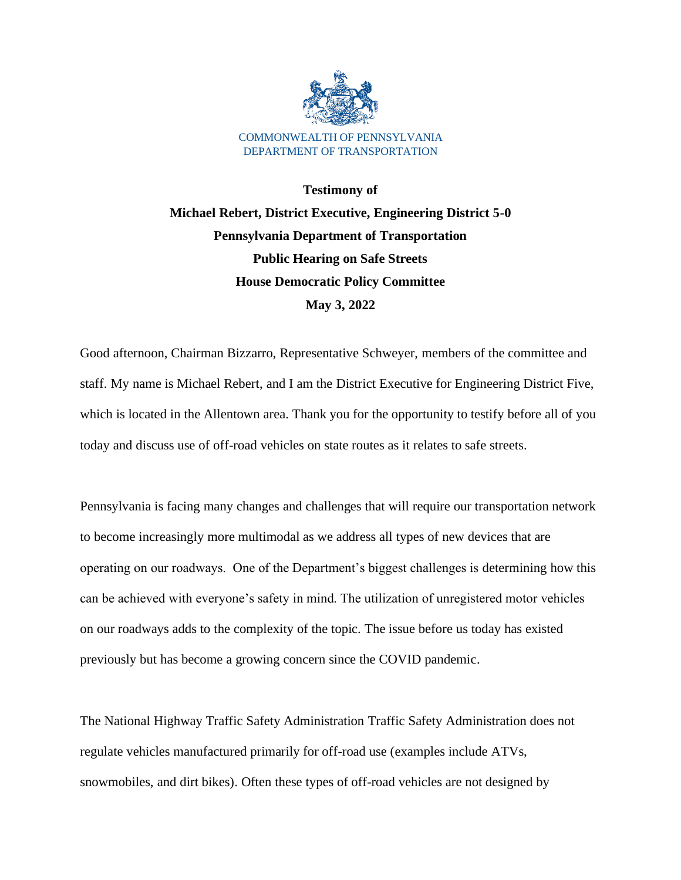COMMONWEALTH OF PENNSYLVANIA
DEPARTMENT OF TRANSPORTATION

**Testimony of**
**Michael Rebert, District Executive, Engineering District 5-0**
**Pennsylvania Department of Transportation**
**Public Hearing on Safe Streets**
**House Democratic Policy Committee**
**May 3, 2022**

Good afternoon, Chairman Bizzarro, Representative Schweyer, members of the committee and staff. My name is Michael Rebert, and I am the District Executive for Engineering District Five, which is located in the Allentown area. Thank you for the opportunity to testify before all of you today and discuss use of off-road vehicles on state routes as it relates to safe streets.

Pennsylvania is facing many changes and challenges that will require our transportation network to become increasingly more multimodal as we address all types of new devices that are operating on our roadways. One of the Department's biggest challenges is determining how this can be achieved with everyone's safety in mind. The utilization of unregistered motor vehicles on our roadways adds to the complexity of the topic. The issue before us today has existed previously but has become a growing concern since the COVID pandemic.

The National Highway Traffic Safety Administration Traffic Safety Administration does not regulate vehicles manufactured primarily for off-road use (examples include ATVs, snowmobiles, and dirt bikes). Often these types of off-road vehicles are not designed by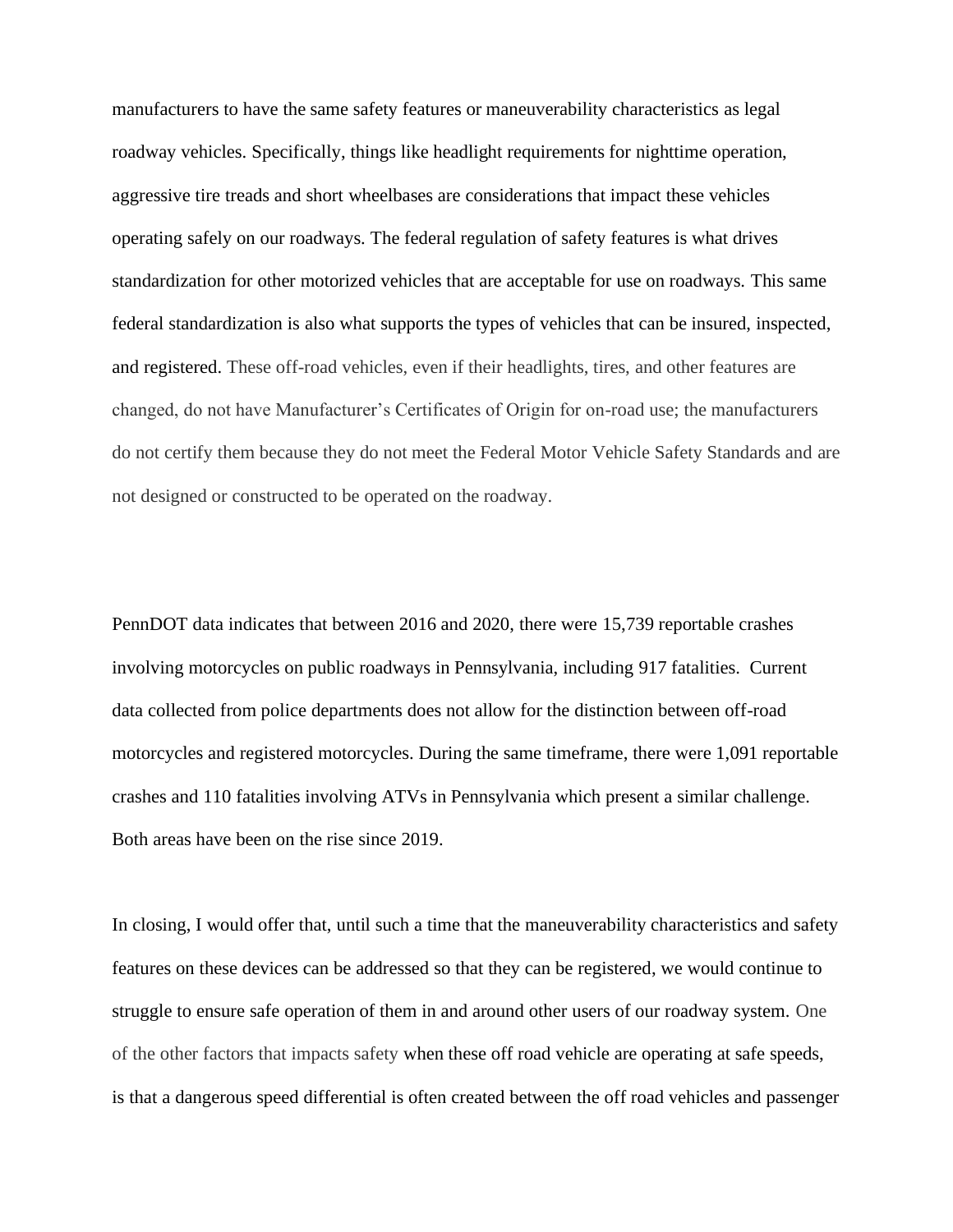manufacturers to have the same safety features or maneuverability characteristics as legal roadway vehicles. Specifically, things like headlight requirements for nighttime operation, aggressive tire treads and short wheelbases are considerations that impact these vehicles operating safely on our roadways. The federal regulation of safety features is what drives standardization for other motorized vehicles that are acceptable for use on roadways. This same federal standardization is also what supports the types of vehicles that can be insured, inspected, and registered. These off-road vehicles, even if their headlights, tires, and other features are changed, do not have Manufacturer's Certificates of Origin for on-road use; the manufacturers do not certify them because they do not meet the Federal Motor Vehicle Safety Standards and are not designed or constructed to be operated on the roadway.

PennDOT data indicates that between 2016 and 2020, there were 15,739 reportable crashes involving motorcycles on public roadways in Pennsylvania, including 917 fatalities. Current data collected from police departments does not allow for the distinction between off-road motorcycles and registered motorcycles. During the same timeframe, there were 1,091 reportable crashes and 110 fatalities involving ATVs in Pennsylvania which present a similar challenge. Both areas have been on the rise since 2019.

In closing, I would offer that, until such a time that the maneuverability characteristics and safety features on these devices can be addressed so that they can be registered, we would continue to struggle to ensure safe operation of them in and around other users of our roadway system. One of the other factors that impacts safety when these off road vehicle are operating at safe speeds, is that a dangerous speed differential is often created between the off road vehicles and passenger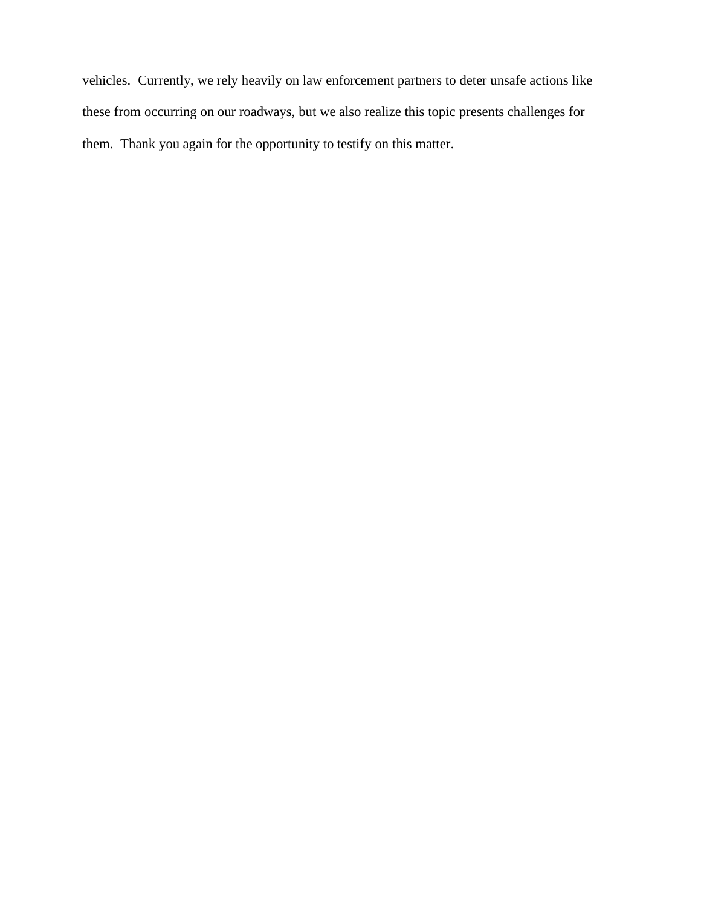vehicles. Currently, we rely heavily on law enforcement partners to deter unsafe actions like these from occurring on our roadways, but we also realize this topic presents challenges for them. Thank you again for the opportunity to testify on this matter.